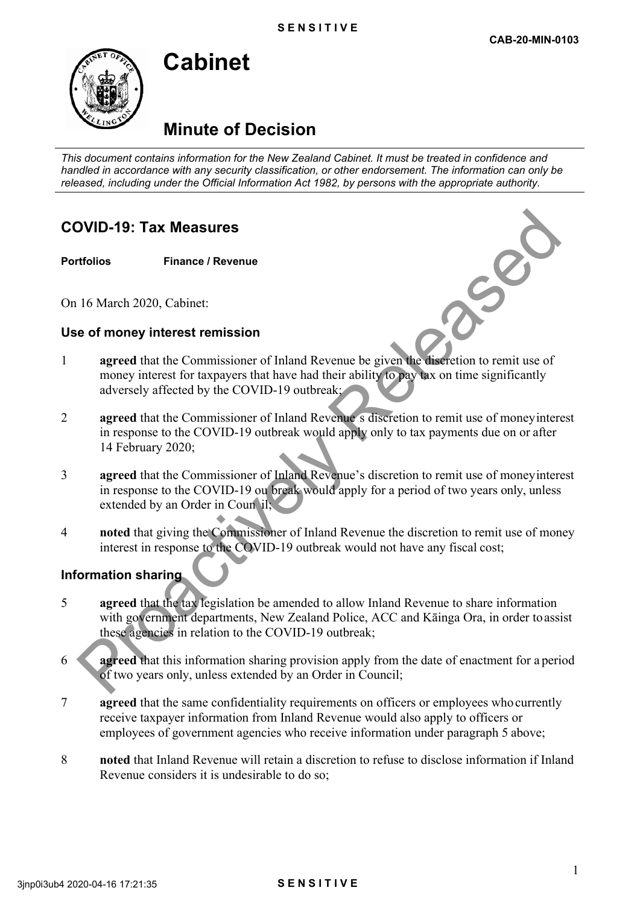SENSITIVE

CAB-20-MIN-0103

# Cabinet

## Minute of Decision

*This document contains information for the New Zealand Cabinet. It must be treated in confidence and handled in accordance with any security classification, or other endorsement. The information can only be released, including under the Official Information Act 1982, by persons with the appropriate authority.*

## COVID-19: Tax Measures

**Portfolios** **Finance / Revenue**

On 16 March 2020, Cabinet:

### Use of money interest remission

1 **agreed** that the Commissioner of Inland Revenue be given the discretion to remit use of money interest for taxpayers that have had their ability to pay tax on time significantly adversely affected by the COVID-19 outbreak;

2 **agreed** that the Commissioner of Inland Revenue's discretion to remit use of money interest in response to the COVID-19 outbreak would apply only to tax payments due on or after 14 February 2020;

3 **agreed** that the Commissioner of Inland Revenue's discretion to remit use of money interest in response to the COVID-19 outbreak would apply for a period of two years only, unless extended by an Order in Council;

4 **noted** that giving the Commissioner of Inland Revenue the discretion to remit use of money interest in response to the COVID-19 outbreak would not have any fiscal cost;

### Information sharing

5 **agreed** that the tax legislation be amended to allow Inland Revenue to share information with government departments, New Zealand Police, ACC and Kāinga Ora, in order to assist these agencies in relation to the COVID-19 outbreak;

6 **agreed** that this information sharing provision apply from the date of enactment for a period of two years only, unless extended by an Order in Council;

7 **agreed** that the same confidentiality requirements on officers or employees who currently receive taxpayer information from Inland Revenue would also apply to officers or employees of government agencies who receive information under paragraph 5 above;

8 **noted** that Inland Revenue will retain a discretion to refuse to disclose information if Inland Revenue considers it is undesirable to do so;

3jnp0i3ub4 2020-04-16 17:21:35 SENSITIVE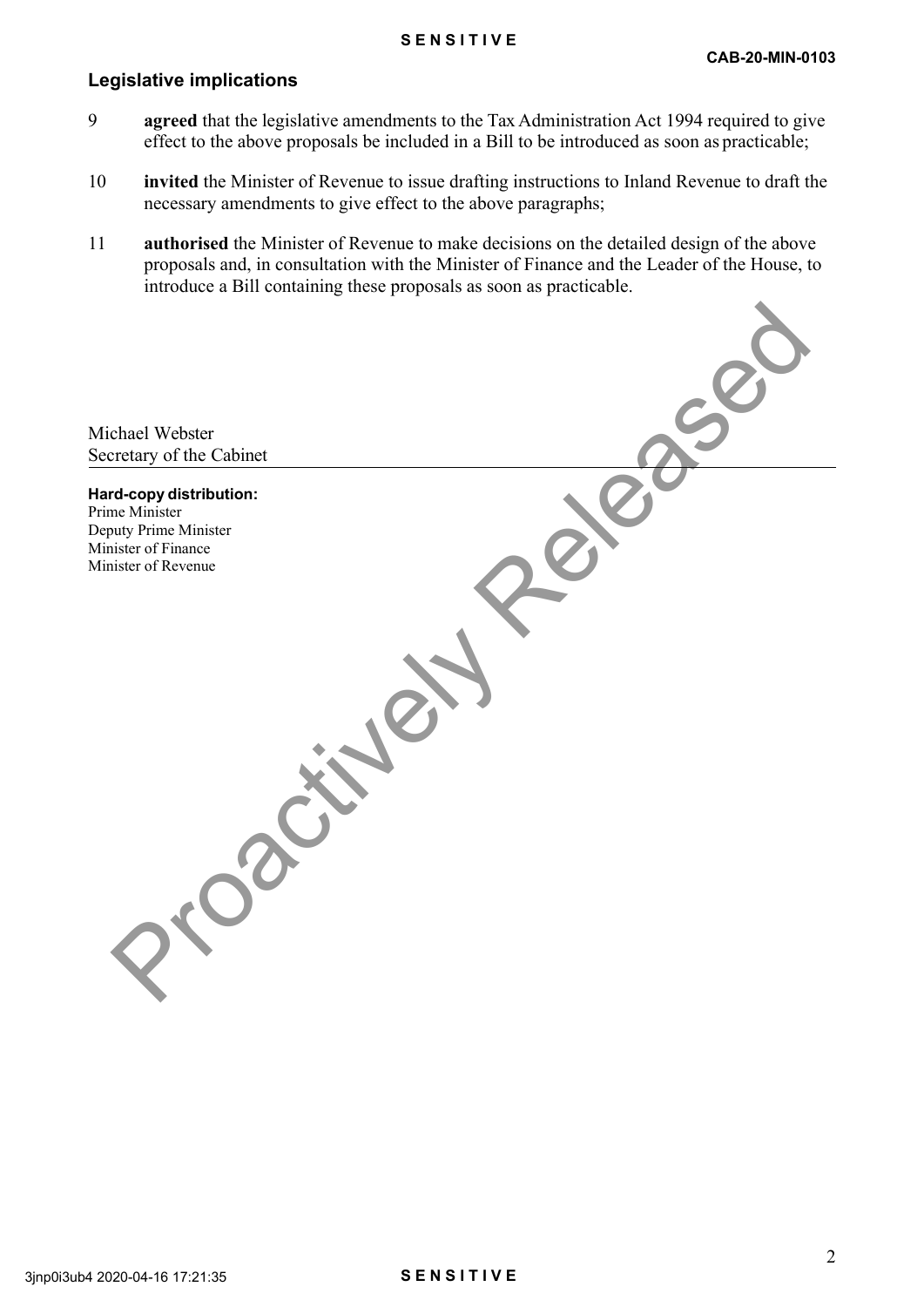## Legislative implications

9 **agreed** that the legislative amendments to the Tax Administration Act 1994 required to give effect to the above proposals be included in a Bill to be introduced as soon as practicable;

10 **invited** the Minister of Revenue to issue drafting instructions to Inland Revenue to draft the necessary amendments to give effect to the above paragraphs;

11 **authorised** the Minister of Revenue to make decisions on the detailed design of the above proposals and, in consultation with the Minister of Finance and the Leader of the House, to introduce a Bill containing these proposals as soon as practicable.

Michael Webster
Secretary of the Cabinet

**Hard-copy distribution:**
Prime Minister
Deputy Prime Minister
Minister of Finance
Minister of Revenue